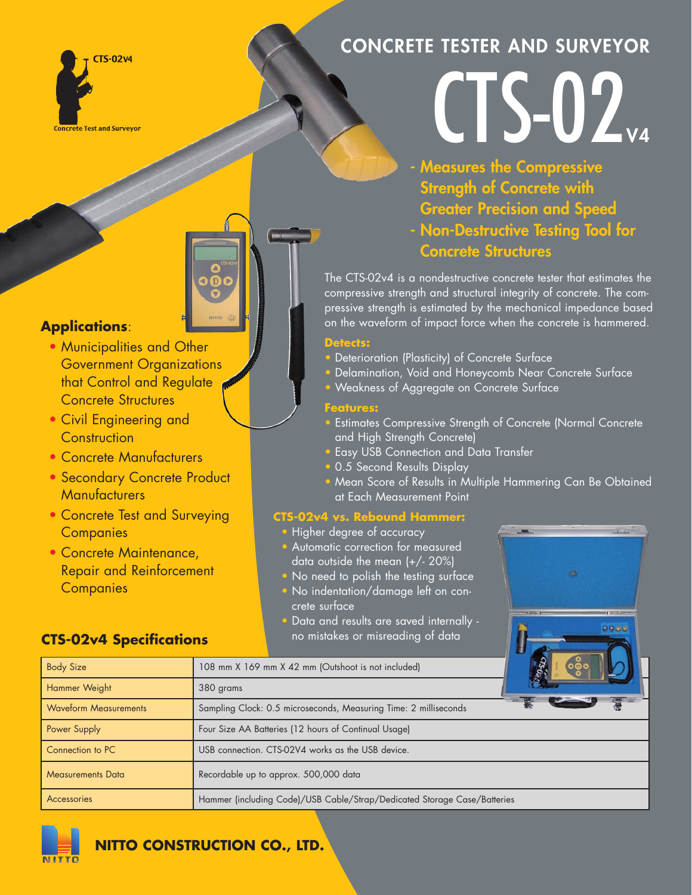CTS-02v4

Concrete Test and Surveyor

# CONCRETE TESTER AND SURVEYOR

# CTS-02 V4

- **Measures the Compressive Strength of Concrete with Greater Precision and Speed**
- **Non-Destructive Testing Tool for Concrete Structures**

The CTS-02v4 is a nondestructive concrete tester that estimates the compressive strength and structural integrity of concrete. The compressive strength is estimated by the mechanical impedance based on the waveform of impact force when the concrete is hammered.

**Detects:**

- Deterioration (Plasticity) of Concrete Surface
- Delamination, Void and Honeycomb Near Concrete Surface
- Weakness of Aggregate on Concrete Surface

**Features:**

- Estimates Compressive Strength of Concrete (Normal Concrete and High Strength Concrete)
- Easy USB Connection and Data Transfer
- 0.5 Second Results Display
- Mean Score of Results in Multiple Hammering Can Be Obtained at Each Measurement Point

**CTS-02v4 vs. Rebound Hammer:**

- Higher degree of accuracy
- Automatic correction for measured data outside the mean (+/- 20%)
- No need to polish the testing surface
- No indentation/damage left on concrete surface
- Data and results are saved internally - no mistakes or misreading of data

## Applications:

- Municipalities and Other Government Organizations that Control and Regulate Concrete Structures
- Civil Engineering and Construction
- Concrete Manufacturers
- Secondary Concrete Product Manufacturers
- Concrete Test and Surveying Companies
- Concrete Maintenance, Repair and Reinforcement Companies

## CTS-02v4 Specifications

| Body Size | 108 mm X 169 mm X 42 mm (Outshoot is not included) |
|---|---|
| Hammer Weight | 380 grams |
| Waveform Measurements | Sampling Clock: 0.5 microseconds, Measuring Time: 2 milliseconds |
| Power Supply | Four Size AA Batteries (12 hours of Continual Usage) |
| Connection to PC | USB connection. CTS-02V4 works as the USB device. |
| Measurements Data | Recordable up to approx. 500,000 data |
| Accessories | Hammer (including Code)/USB Cable/Strap/Dedicated Storage Case/Batteries |

**NITTO CONSTRUCTION CO., LTD.**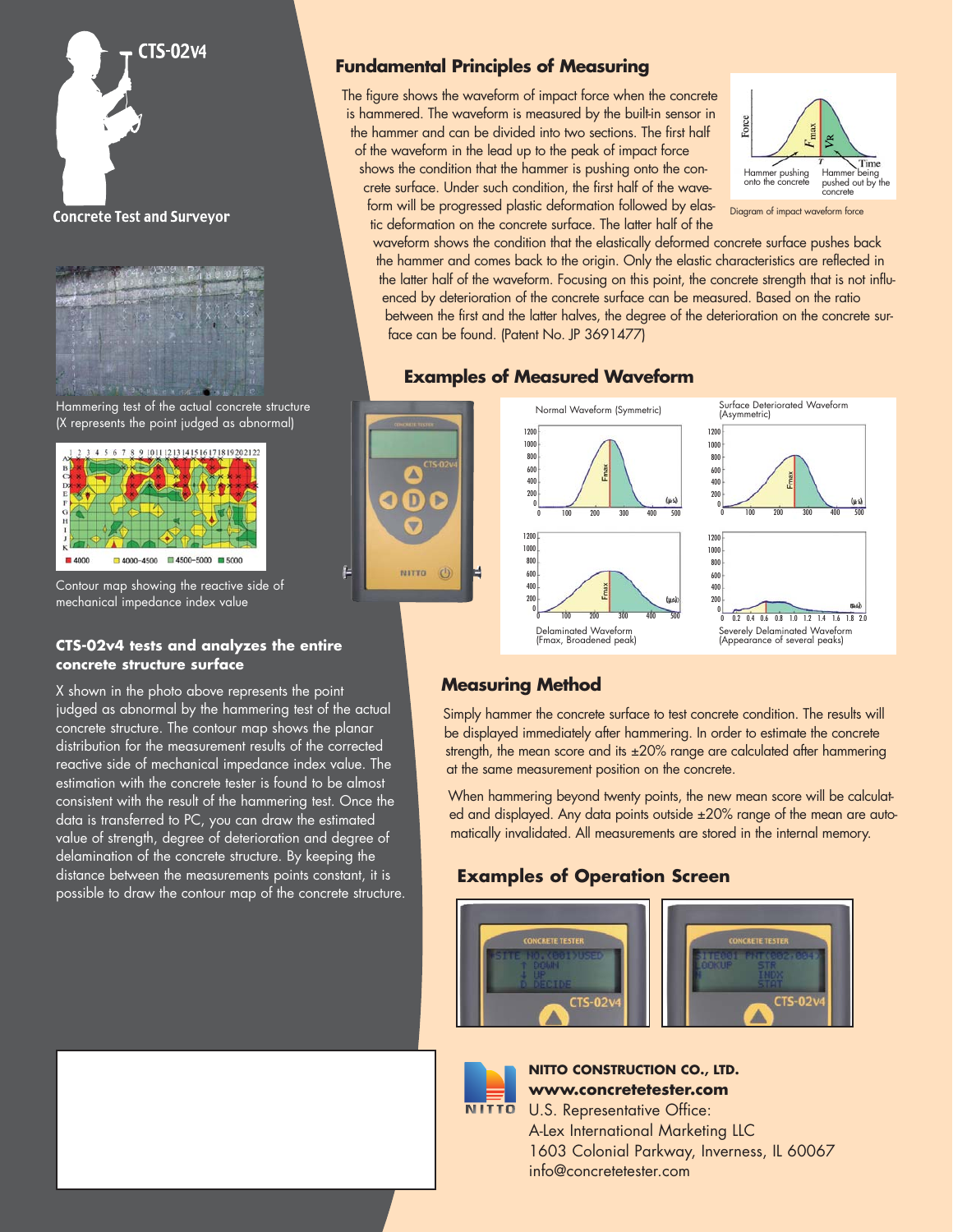CTS-02v4

Concrete Test and Surveyor

Hammering test of the actual concrete structure (X represents the point judged as abnormal)

Contour map showing the reactive side of mechanical impedance index value

### CTS-02v4 tests and analyzes the entire concrete structure surface

X shown in the photo above represents the point judged as abnormal by the hammering test of the actual concrete structure. The contour map shows the planar distribution for the measurement results of the corrected reactive side of mechanical impedance index value. The estimation with the concrete tester is found to be almost consistent with the result of the hammering test. Once the data is transferred to PC, you can draw the estimated value of strength, degree of deterioration and degree of delamination of the concrete structure. By keeping the distance between the measurements points constant, it is possible to draw the contour map of the concrete structure.

## Fundamental Principles of Measuring

The figure shows the waveform of impact force when the concrete is hammered. The waveform is measured by the built-in sensor in the hammer and can be divided into two sections. The first half of the waveform in the lead up to the peak of impact force shows the condition that the hammer is pushing onto the concrete surface. Under such condition, the first half of the waveform will be progressed plastic deformation followed by elastic deformation on the concrete surface. The latter half of the waveform shows the condition that the elastically deformed concrete surface pushes back the hammer and comes back to the origin. Only the elastic characteristics are reflected in the latter half of the waveform. Focusing on this point, the concrete strength that is not influenced by deterioration of the concrete surface can be measured. Based on the ratio between the first and the latter halves, the degree of the deterioration on the concrete surface can be found. (Patent No. JP 3691477)

Diagram of impact waveform force

## Examples of Measured Waveform

Normal Waveform (Symmetric)

Surface Deteriorated Waveform (Asymmetric)

Delaminated Waveform (Fmax, Broadened peak)

Severely Delaminated Waveform (Appearance of several peaks)

## Measuring Method

Simply hammer the concrete surface to test concrete condition. The results will be displayed immediately after hammering. In order to estimate the concrete strength, the mean score and its ±20% range are calculated after hammering at the same measurement position on the concrete.

When hammering beyond twenty points, the new mean score will be calculated and displayed. Any data points outside ±20% range of the mean are automatically invalidated. All measurements are stored in the internal memory.

## Examples of Operation Screen

**NITTO CONSTRUCTION CO., LTD.**
**www.concretetester.com**
U.S. Representative Office:
A-Lex International Marketing LLC
1603 Colonial Parkway, Inverness, IL 60067
info@concretetester.com